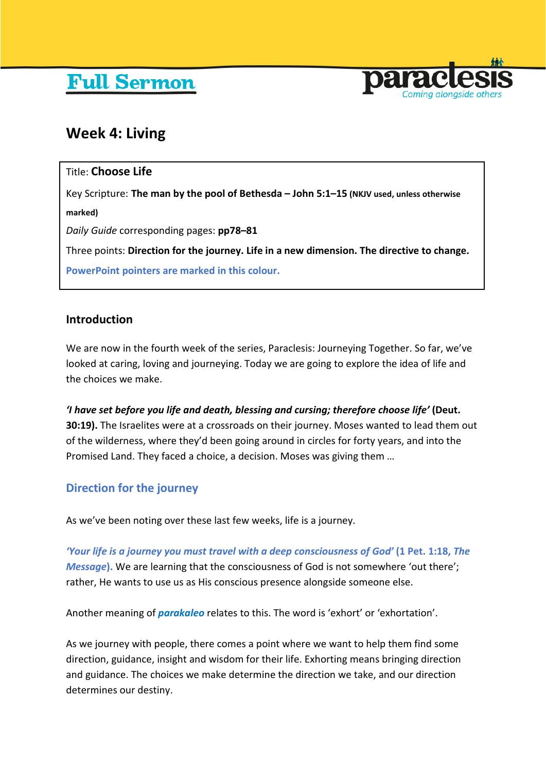# Full Sermon

paraclesis
Coming alongside others

## Week 4: Living

Title: **Choose Life**

Key Scripture: **The man by the pool of Bethesda – John 5:1–15 (NKJV used, unless otherwise marked)**

*Daily Guide* corresponding pages: **pp78–81**

Three points: **Direction for the journey. Life in a new dimension. The directive to change.**

**PowerPoint pointers are marked in this colour.**

### Introduction

We are now in the fourth week of the series, Paraclesis: Journeying Together. So far, we've looked at caring, loving and journeying. Today we are going to explore the idea of life and the choices we make.

***'I have set before you life and death, blessing and cursing; therefore choose life'*** **(Deut. 30:19).** The Israelites were at a crossroads on their journey. Moses wanted to lead them out of the wilderness, where they'd been going around in circles for forty years, and into the Promised Land. They faced a choice, a decision. Moses was giving them …

### Direction for the journey

As we've been noting over these last few weeks, life is a journey.

***'Your life is a journey you must travel with a deep consciousness of God'*** **(1 Pet. 1:18, *The Message*).** We are learning that the consciousness of God is not somewhere 'out there'; rather, He wants to use us as His conscious presence alongside someone else.

Another meaning of ***parakaleo*** relates to this. The word is 'exhort' or 'exhortation'.

As we journey with people, there comes a point where we want to help them find some direction, guidance, insight and wisdom for their life. Exhorting means bringing direction and guidance. The choices we make determine the direction we take, and our direction determines our destiny.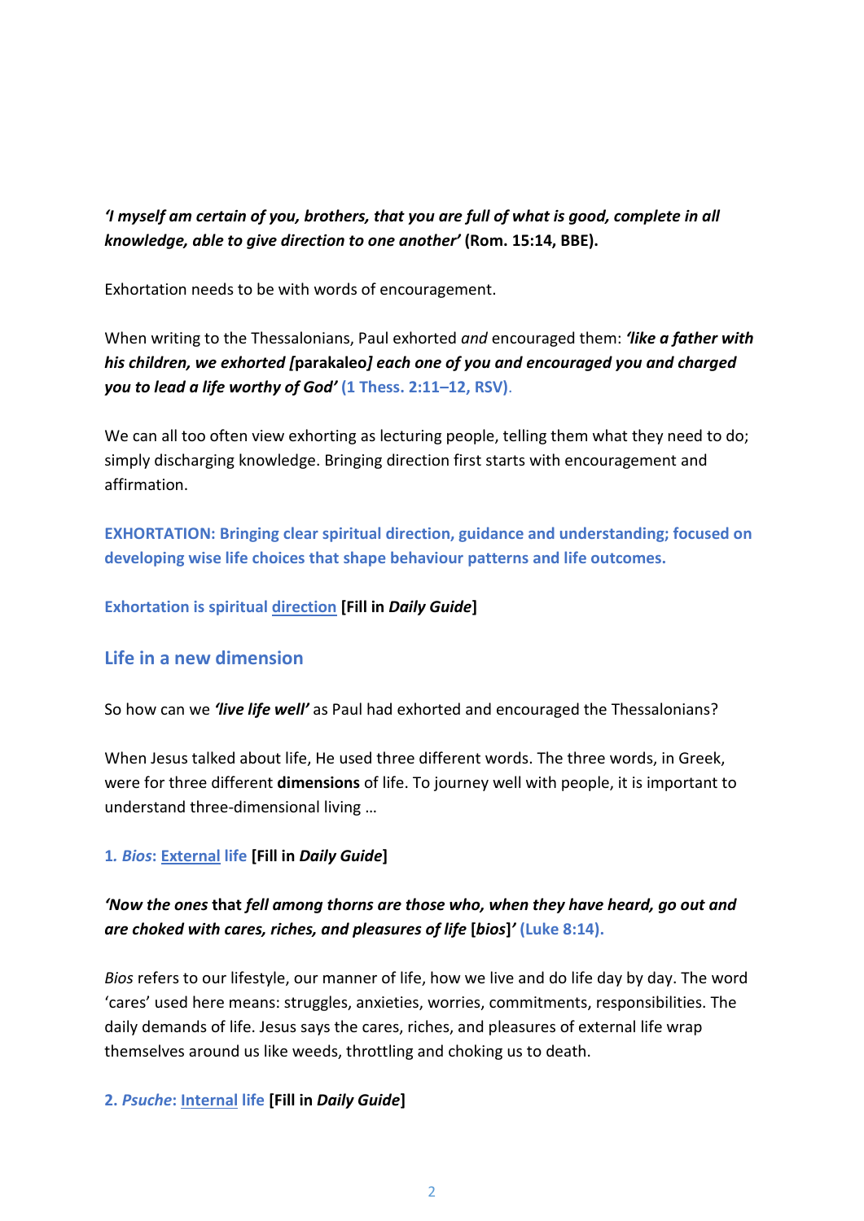***'I myself am certain of you, brothers, that you are full of what is good, complete in all knowledge, able to give direction to one another'* (Rom. 15:14, BBE).**

Exhortation needs to be with words of encouragement.

When writing to the Thessalonians, Paul exhorted *and* encouraged them: ***'like a father with his children, we exhorted [*****parakaleo*****] each one of you and encouraged you and charged you to lead a life worthy of God'*** **(1 Thess. 2:11–12, RSV)**.

We can all too often view exhorting as lecturing people, telling them what they need to do; simply discharging knowledge. Bringing direction first starts with encouragement and affirmation.

**EXHORTATION: Bringing clear spiritual direction, guidance and understanding; focused on developing wise life choices that shape behaviour patterns and life outcomes.**

**Exhortation is spiritual direction [Fill in *Daily Guide*]**

## Life in a new dimension

So how can we ***'live life well'*** as Paul had exhorted and encouraged the Thessalonians?

When Jesus talked about life, He used three different words. The three words, in Greek, were for three different **dimensions** of life. To journey well with people, it is important to understand three-dimensional living …

**1. *Bios*: External life [Fill in *Daily Guide*]**

***'Now the ones* that *fell among thorns are those who, when they have heard, go out and are choked with cares, riches, and pleasures of life* [*bios*]*'* (Luke 8:14).**

*Bios* refers to our lifestyle, our manner of life, how we live and do life day by day. The word 'cares' used here means: struggles, anxieties, worries, commitments, responsibilities. The daily demands of life. Jesus says the cares, riches, and pleasures of external life wrap themselves around us like weeds, throttling and choking us to death.

**2. *Psuche*: Internal life [Fill in *Daily Guide*]**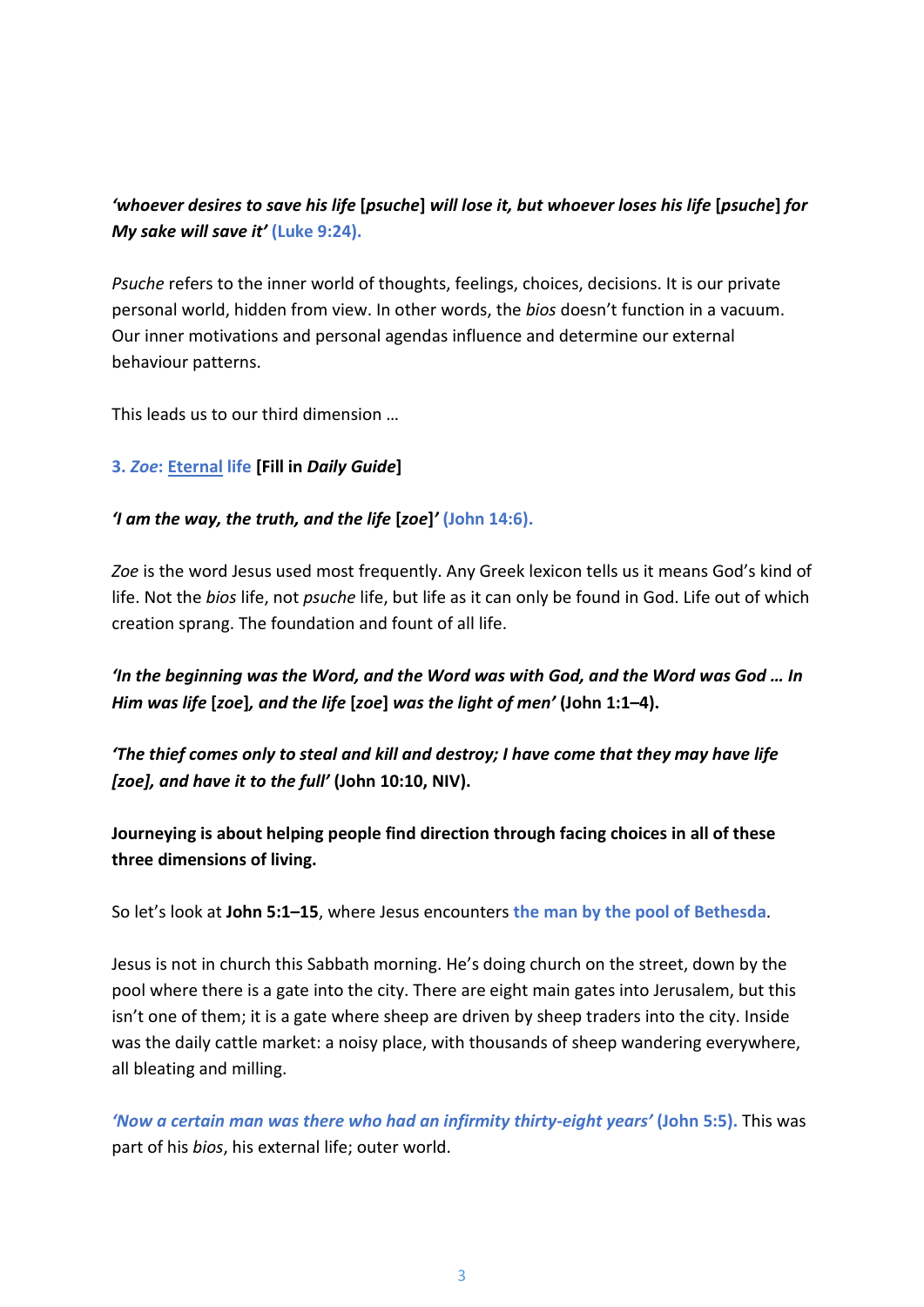***'whoever desires to save his life* [*psuche*] *will lose it, but whoever loses his life* [*psuche*] *for My sake will save it'*** **(Luke 9:24).**

*Psuche* refers to the inner world of thoughts, feelings, choices, decisions. It is our private personal world, hidden from view. In other words, the *bios* doesn't function in a vacuum. Our inner motivations and personal agendas influence and determine our external behaviour patterns.

This leads us to our third dimension …

**3. *Zoe*: Eternal life [Fill in *Daily Guide*]**

***'I am the way, the truth, and the life* [*zoe*]*'*** **(John 14:6).**

*Zoe* is the word Jesus used most frequently. Any Greek lexicon tells us it means God's kind of life. Not the *bios* life, not *psuche* life, but life as it can only be found in God. Life out of which creation sprang. The foundation and fount of all life.

***'In the beginning was the Word, and the Word was with God, and the Word was God … In Him was life* [*zoe*]*, and the life* [*zoe*] *was the light of men'*** **(John 1:1–4).**

***'The thief comes only to steal and kill and destroy; I have come that they may have life [zoe], and have it to the full'*** **(John 10:10, NIV).**

**Journeying is about helping people find direction through facing choices in all of these three dimensions of living.**

So let's look at **John 5:1–15**, where Jesus encounters **the man by the pool of Bethesda**.

Jesus is not in church this Sabbath morning. He's doing church on the street, down by the pool where there is a gate into the city. There are eight main gates into Jerusalem, but this isn't one of them; it is a gate where sheep are driven by sheep traders into the city. Inside was the daily cattle market: a noisy place, with thousands of sheep wandering everywhere, all bleating and milling.

***'Now a certain man was there who had an infirmity thirty-eight years'*** **(John 5:5).** This was part of his *bios*, his external life; outer world.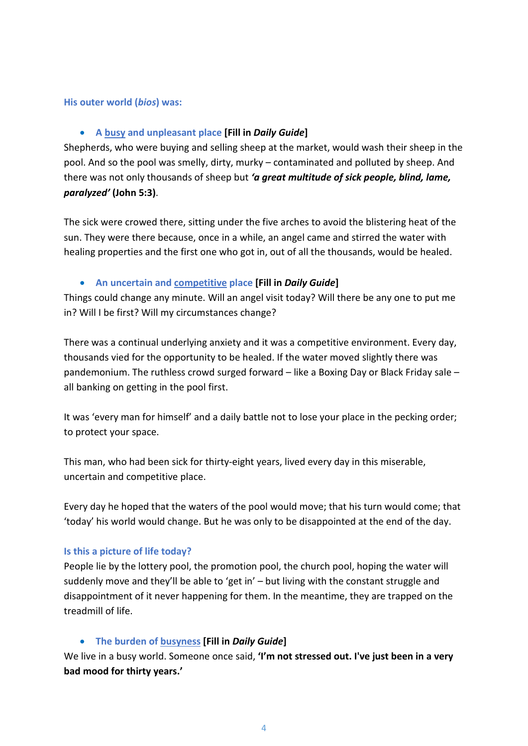**His outer world (*bios*) was:**

- **A busy and unpleasant place [Fill in *Daily Guide*]**

Shepherds, who were buying and selling sheep at the market, would wash their sheep in the pool. And so the pool was smelly, dirty, murky – contaminated and polluted by sheep. And there was not only thousands of sheep but ***'a great multitude of sick people, blind, lame, paralyzed'* (John 5:3)**.

The sick were crowed there, sitting under the five arches to avoid the blistering heat of the sun. They were there because, once in a while, an angel came and stirred the water with healing properties and the first one who got in, out of all the thousands, would be healed.

- **An uncertain and competitive place [Fill in *Daily Guide*]**

Things could change any minute. Will an angel visit today? Will there be any one to put me in? Will I be first? Will my circumstances change?

There was a continual underlying anxiety and it was a competitive environment. Every day, thousands vied for the opportunity to be healed. If the water moved slightly there was pandemonium. The ruthless crowd surged forward – like a Boxing Day or Black Friday sale – all banking on getting in the pool first.

It was 'every man for himself' and a daily battle not to lose your place in the pecking order; to protect your space.

This man, who had been sick for thirty-eight years, lived every day in this miserable, uncertain and competitive place.

Every day he hoped that the waters of the pool would move; that his turn would come; that 'today' his world would change. But he was only to be disappointed at the end of the day.

**Is this a picture of life today?**

People lie by the lottery pool, the promotion pool, the church pool, hoping the water will suddenly move and they'll be able to 'get in' – but living with the constant struggle and disappointment of it never happening for them. In the meantime, they are trapped on the treadmill of life.

- **The burden of busyness [Fill in *Daily Guide*]**

We live in a busy world. Someone once said, **'I'm not stressed out. I've just been in a very bad mood for thirty years.'**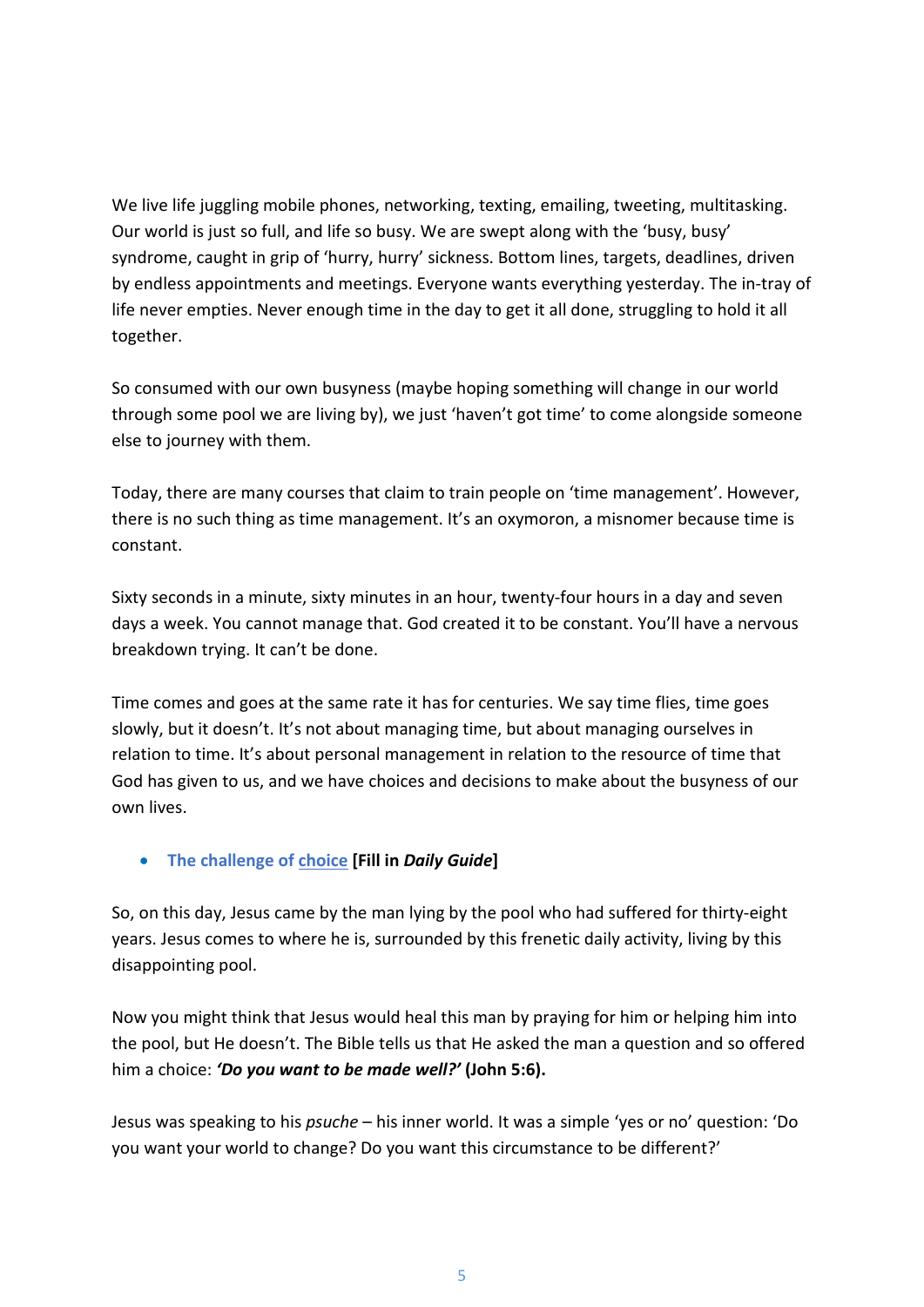We live life juggling mobile phones, networking, texting, emailing, tweeting, multitasking. Our world is just so full, and life so busy. We are swept along with the 'busy, busy' syndrome, caught in grip of 'hurry, hurry' sickness. Bottom lines, targets, deadlines, driven by endless appointments and meetings. Everyone wants everything yesterday. The in-tray of life never empties. Never enough time in the day to get it all done, struggling to hold it all together.

So consumed with our own busyness (maybe hoping something will change in our world through some pool we are living by), we just 'haven't got time' to come alongside someone else to journey with them.

Today, there are many courses that claim to train people on 'time management'. However, there is no such thing as time management. It's an oxymoron, a misnomer because time is constant.

Sixty seconds in a minute, sixty minutes in an hour, twenty-four hours in a day and seven days a week. You cannot manage that. God created it to be constant. You'll have a nervous breakdown trying. It can't be done.

Time comes and goes at the same rate it has for centuries. We say time flies, time goes slowly, but it doesn't. It's not about managing time, but about managing ourselves in relation to time. It's about personal management in relation to the resource of time that God has given to us, and we have choices and decisions to make about the busyness of our own lives.

- **The challenge of <u>choice</u> [Fill in *Daily Guide*]**

So, on this day, Jesus came by the man lying by the pool who had suffered for thirty-eight years. Jesus comes to where he is, surrounded by this frenetic daily activity, living by this disappointing pool.

Now you might think that Jesus would heal this man by praying for him or helping him into the pool, but He doesn't. The Bible tells us that He asked the man a question and so offered him a choice: ***'Do you want to be made well?'* (John 5:6).**

Jesus was speaking to his *psuche* – his inner world. It was a simple 'yes or no' question: 'Do you want your world to change? Do you want this circumstance to be different?'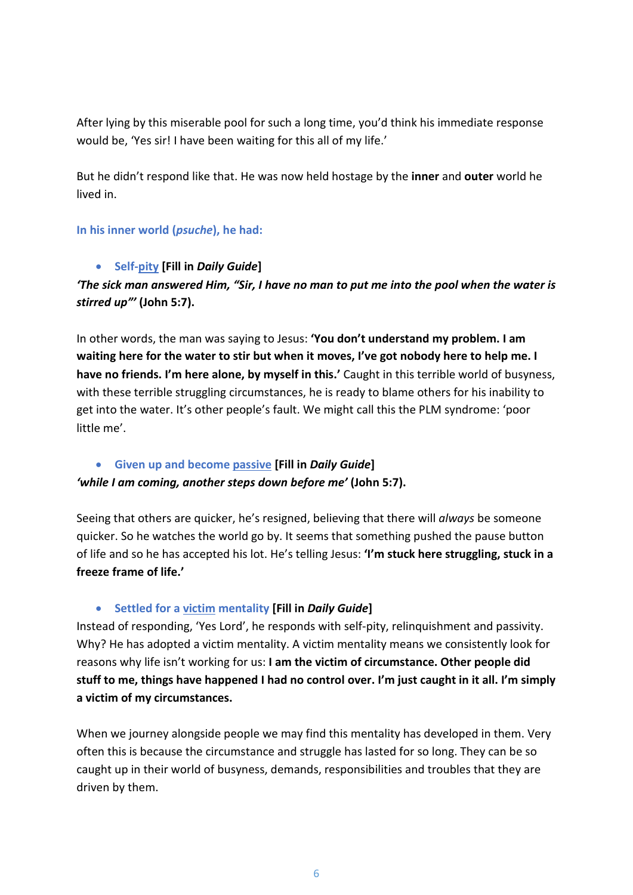After lying by this miserable pool for such a long time, you'd think his immediate response would be, 'Yes sir! I have been waiting for this all of my life.'

But he didn't respond like that. He was now held hostage by the **inner** and **outer** world he lived in.

### In his inner world (*psuche*), he had:

- **Self-<u>pity</u> [Fill in *Daily Guide*]**

***'The sick man answered Him, "Sir, I have no man to put me into the pool when the water is stirred up"'* (John 5:7).**

In other words, the man was saying to Jesus: **'You don't understand my problem. I am waiting here for the water to stir but when it moves, I've got nobody here to help me. I have no friends. I'm here alone, by myself in this.'** Caught in this terrible world of busyness, with these terrible struggling circumstances, he is ready to blame others for his inability to get into the water. It's other people's fault. We might call this the PLM syndrome: 'poor little me'.

- **Given up and become <u>passive</u> [Fill in *Daily Guide*]**

***'while I am coming, another steps down before me'* (John 5:7).**

Seeing that others are quicker, he's resigned, believing that there will *always* be someone quicker. So he watches the world go by. It seems that something pushed the pause button of life and so he has accepted his lot. He's telling Jesus: **'I'm stuck here struggling, stuck in a freeze frame of life.'**

- **Settled for a <u>victim</u> mentality [Fill in *Daily Guide*]**

Instead of responding, 'Yes Lord', he responds with self-pity, relinquishment and passivity. Why? He has adopted a victim mentality. A victim mentality means we consistently look for reasons why life isn't working for us: **I am the victim of circumstance. Other people did stuff to me, things have happened I had no control over. I'm just caught in it all. I'm simply a victim of my circumstances.**

When we journey alongside people we may find this mentality has developed in them. Very often this is because the circumstance and struggle has lasted for so long. They can be so caught up in their world of busyness, demands, responsibilities and troubles that they are driven by them.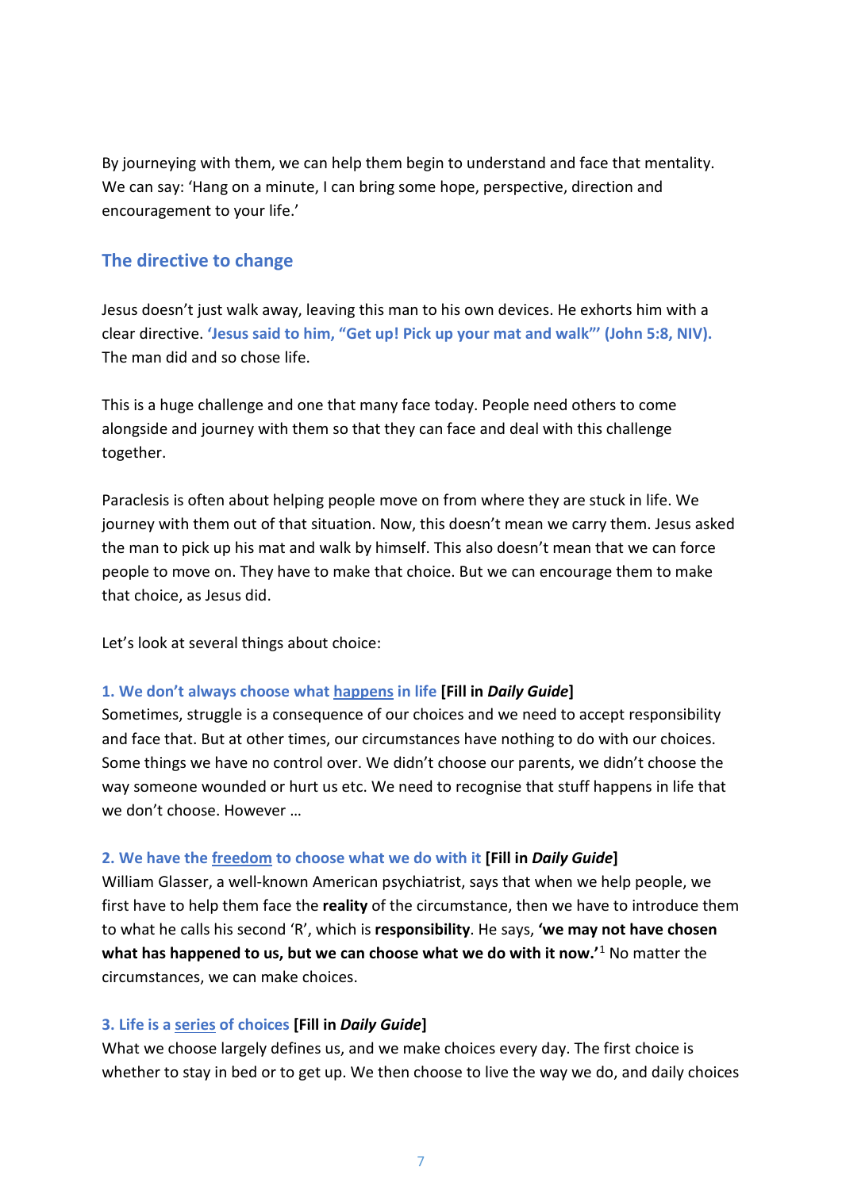By journeying with them, we can help them begin to understand and face that mentality. We can say: 'Hang on a minute, I can bring some hope, perspective, direction and encouragement to your life.'

## The directive to change

Jesus doesn't just walk away, leaving this man to his own devices. He exhorts him with a clear directive. **'Jesus said to him, "Get up! Pick up your mat and walk"' (John 5:8, NIV).** The man did and so chose life.

This is a huge challenge and one that many face today. People need others to come alongside and journey with them so that they can face and deal with this challenge together.

Paraclesis is often about helping people move on from where they are stuck in life. We journey with them out of that situation. Now, this doesn't mean we carry them. Jesus asked the man to pick up his mat and walk by himself. This also doesn't mean that we can force people to move on. They have to make that choice. But we can encourage them to make that choice, as Jesus did.

Let's look at several things about choice:

**1. We don't always choose what <u>happens</u> in life [Fill in *Daily Guide*]**
Sometimes, struggle is a consequence of our choices and we need to accept responsibility and face that. But at other times, our circumstances have nothing to do with our choices. Some things we have no control over. We didn't choose our parents, we didn't choose the way someone wounded or hurt us etc. We need to recognise that stuff happens in life that we don't choose. However …

**2. We have the <u>freedom</u> to choose what we do with it [Fill in *Daily Guide*]**
William Glasser, a well-known American psychiatrist, says that when we help people, we first have to help them face the **reality** of the circumstance, then we have to introduce them to what he calls his second 'R', which is **responsibility**. He says, **'we may not have chosen what has happened to us, but we can choose what we do with it now.'**[1] No matter the circumstances, we can make choices.

**3. Life is a <u>series</u> of choices [Fill in *Daily Guide*]**
What we choose largely defines us, and we make choices every day. The first choice is whether to stay in bed or to get up. We then choose to live the way we do, and daily choices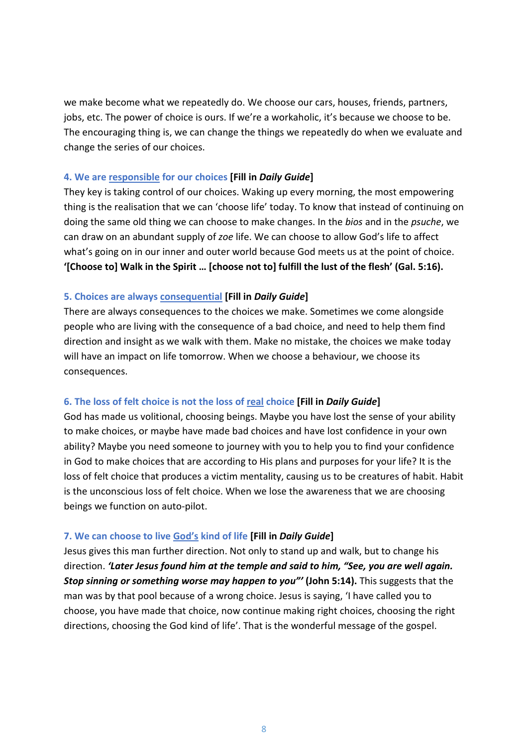we make become what we repeatedly do. We choose our cars, houses, friends, partners, jobs, etc. The power of choice is ours. If we're a workaholic, it's because we choose to be. The encouraging thing is, we can change the things we repeatedly do when we evaluate and change the series of our choices.

### 4. We are <u>responsible</u> for our choices **[Fill in *Daily Guide*]**

They key is taking control of our choices. Waking up every morning, the most empowering thing is the realisation that we can 'choose life' today. To know that instead of continuing on doing the same old thing we can choose to make changes. In the *bios* and in the *psuche*, we can draw on an abundant supply of *zoe* life. We can choose to allow God's life to affect what's going on in our inner and outer world because God meets us at the point of choice. **'[Choose to] Walk in the Spirit … [choose not to] fulfill the lust of the flesh' (Gal. 5:16).**

### 5. Choices are always <u>consequential</u> **[Fill in *Daily Guide*]**

There are always consequences to the choices we make. Sometimes we come alongside people who are living with the consequence of a bad choice, and need to help them find direction and insight as we walk with them. Make no mistake, the choices we make today will have an impact on life tomorrow. When we choose a behaviour, we choose its consequences.

### 6. The loss of felt choice is not the loss of <u>real</u> choice **[Fill in *Daily Guide*]**

God has made us volitional, choosing beings. Maybe you have lost the sense of your ability to make choices, or maybe have made bad choices and have lost confidence in your own ability? Maybe you need someone to journey with you to help you to find your confidence in God to make choices that are according to His plans and purposes for your life? It is the loss of felt choice that produces a victim mentality, causing us to be creatures of habit. Habit is the unconscious loss of felt choice. When we lose the awareness that we are choosing beings we function on auto-pilot.

### 7. We can choose to live <u>God's</u> kind of life **[Fill in *Daily Guide*]**

Jesus gives this man further direction. Not only to stand up and walk, but to change his direction. ***'Later Jesus found him at the temple and said to him, "See, you are well again. Stop sinning or something worse may happen to you"'* (John 5:14).** This suggests that the man was by that pool because of a wrong choice. Jesus is saying, 'I have called you to choose, you have made that choice, now continue making right choices, choosing the right directions, choosing the God kind of life'. That is the wonderful message of the gospel.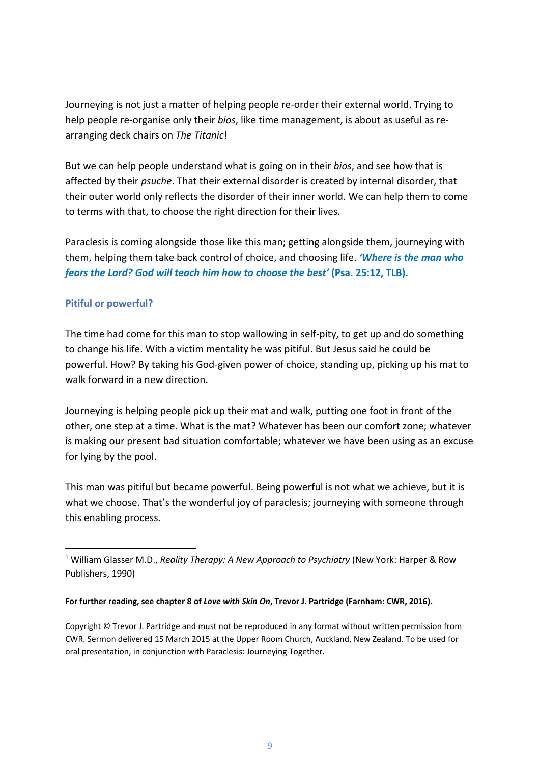Journeying is not just a matter of helping people re-order their external world. Trying to help people re-organise only their *bios*, like time management, is about as useful as re-arranging deck chairs on *The Titanic*!

But we can help people understand what is going on in their *bios*, and see how that is affected by their *psuche*. That their external disorder is created by internal disorder, that their outer world only reflects the disorder of their inner world. We can help them to come to terms with that, to choose the right direction for their lives.

Paraclesis is coming alongside those like this man; getting alongside them, journeying with them, helping them take back control of choice, and choosing life. ***'Where is the man who fears the Lord? God will teach him how to choose the best'*** **(Psa. 25:12, TLB).**

### Pitiful or powerful?

The time had come for this man to stop wallowing in self-pity, to get up and do something to change his life. With a victim mentality he was pitiful. But Jesus said he could be powerful. How? By taking his God-given power of choice, standing up, picking up his mat to walk forward in a new direction.

Journeying is helping people pick up their mat and walk, putting one foot in front of the other, one step at a time. What is the mat? Whatever has been our comfort zone; whatever is making our present bad situation comfortable; whatever we have been using as an excuse for lying by the pool.

This man was pitiful but became powerful. Being powerful is not what we achieve, but it is what we choose. That's the wonderful joy of paraclesis; journeying with someone through this enabling process.

---

[1] William Glasser M.D., *Reality Therapy: A New Approach to Psychiatry* (New York: Harper & Row Publishers, 1990)

**For further reading, see chapter 8 of *Love with Skin On*, Trevor J. Partridge (Farnham: CWR, 2016).**

Copyright © Trevor J. Partridge and must not be reproduced in any format without written permission from CWR. Sermon delivered 15 March 2015 at the Upper Room Church, Auckland, New Zealand. To be used for oral presentation, in conjunction with Paraclesis: Journeying Together.